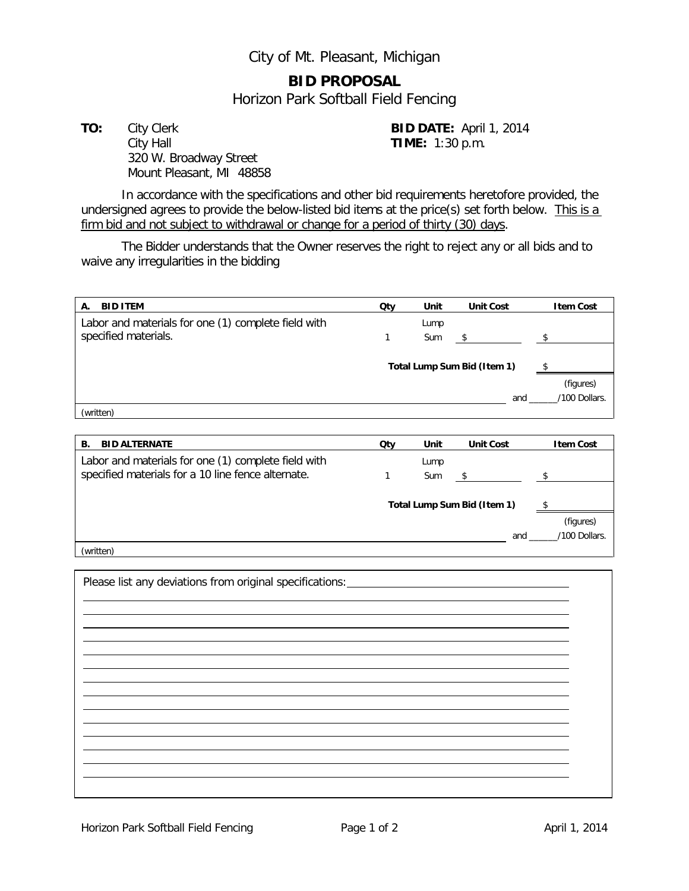City of Mt. Pleasant, Michigan

# BID PROPOSAL

## Horizon Park Softball Field Fencing

**TO:** City Clerk
City Hall
320 W. Broadway Street
Mount Pleasant, MI 48858

**BID DATE:** April 1, 2014
**TIME:** 1:30 p.m.

In accordance with the specifications and other bid requirements heretofore provided, the undersigned agrees to provide the below-listed bid items at the price(s) set forth below. This is a firm bid and not subject to withdrawal or change for a period of thirty (30) days.

The Bidder understands that the Owner reserves the right to reject any or all bids and to waive any irregularities in the bidding

| A. BID ITEM | Qty | Unit | Unit Cost | Item Cost |
|---|---|---|---|---|
| Labor and materials for one (1) complete field with specified materials. | 1 | Lump Sum | $ | $ |
| | | **Total Lump Sum Bid (Item 1)** | | $ |
| | | | | (figures) |
| ______________________________ and ______/100 Dollars. | | | | |
| (written) | | | | |

| B. BID ALTERNATE | Qty | Unit | Unit Cost | Item Cost |
|---|---|---|---|---|
| Labor and materials for one (1) complete field with specified materials for a 10 line fence alternate. | 1 | Lump Sum | $ | $ |
| | | **Total Lump Sum Bid (Item 1)** | | $ |
| | | | | (figures) |
| ______________________________ and ______/100 Dollars. | | | | |
| (written) | | | | |

Please list any deviations from original specifications: ______________________________

______________________________

______________________________

______________________________

______________________________

______________________________

______________________________

______________________________

______________________________

______________________________

______________________________

______________________________

______________________________

______________________________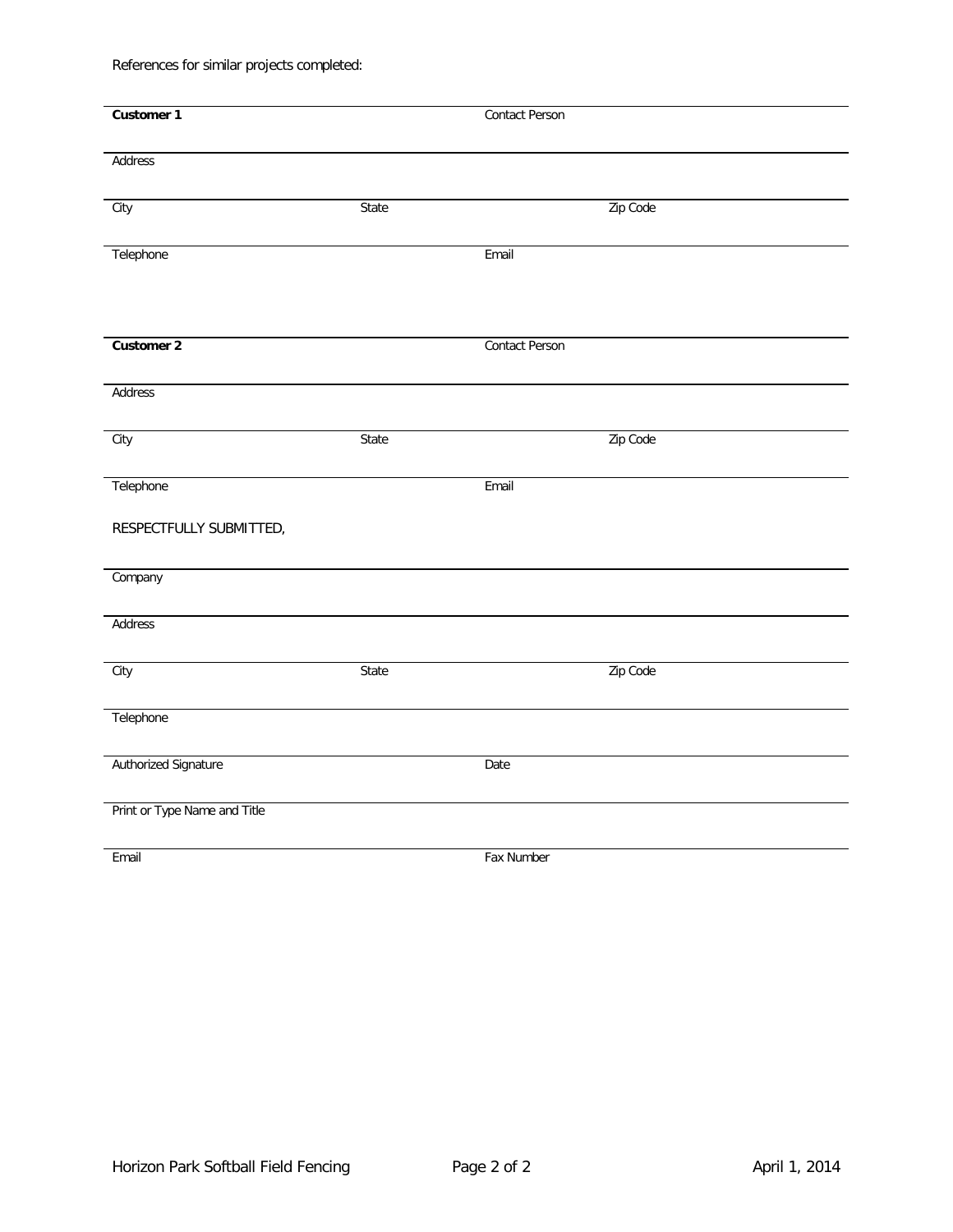References for similar projects completed:

**Customer 1** Contact Person

Address

City State Zip Code

Telephone Email

**Customer 2** Contact Person

Address

City State Zip Code

Telephone Email

RESPECTFULLY SUBMITTED,

Company

Address

City State Zip Code

Telephone

Authorized Signature Date

Print or Type Name and Title

Email Fax Number